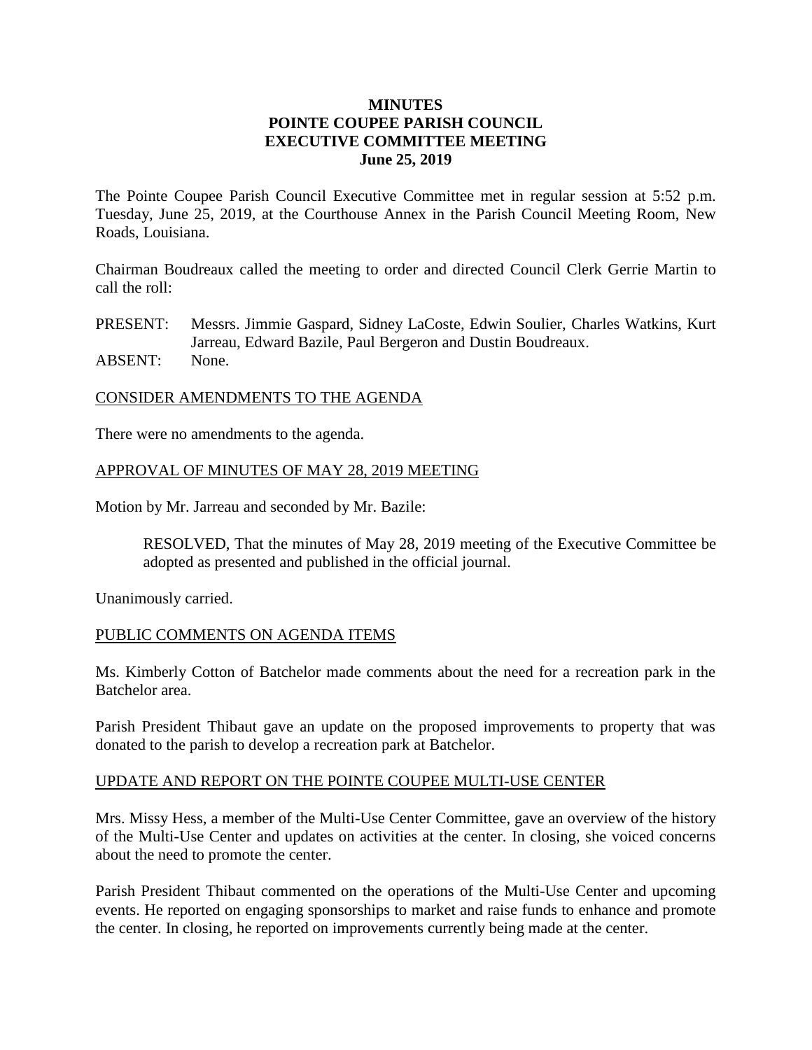# MINUTES
# POINTE COUPEE PARISH COUNCIL
# EXECUTIVE COMMITTEE MEETING
# June 25, 2019

The Pointe Coupee Parish Council Executive Committee met in regular session at 5:52 p.m. Tuesday, June 25, 2019, at the Courthouse Annex in the Parish Council Meeting Room, New Roads, Louisiana.

Chairman Boudreaux called the meeting to order and directed Council Clerk Gerrie Martin to call the roll:

PRESENT: Messrs. Jimmie Gaspard, Sidney LaCoste, Edwin Soulier, Charles Watkins, Kurt Jarreau, Edward Bazile, Paul Bergeron and Dustin Boudreaux.
ABSENT: None.

## CONSIDER AMENDMENTS TO THE AGENDA

There were no amendments to the agenda.

## APPROVAL OF MINUTES OF MAY 28, 2019 MEETING

Motion by Mr. Jarreau and seconded by Mr. Bazile:

> RESOLVED, That the minutes of May 28, 2019 meeting of the Executive Committee be adopted as presented and published in the official journal.

Unanimously carried.

## PUBLIC COMMENTS ON AGENDA ITEMS

Ms. Kimberly Cotton of Batchelor made comments about the need for a recreation park in the Batchelor area.

Parish President Thibaut gave an update on the proposed improvements to property that was donated to the parish to develop a recreation park at Batchelor.

## UPDATE AND REPORT ON THE POINTE COUPEE MULTI-USE CENTER

Mrs. Missy Hess, a member of the Multi-Use Center Committee, gave an overview of the history of the Multi-Use Center and updates on activities at the center. In closing, she voiced concerns about the need to promote the center.

Parish President Thibaut commented on the operations of the Multi-Use Center and upcoming events. He reported on engaging sponsorships to market and raise funds to enhance and promote the center. In closing, he reported on improvements currently being made at the center.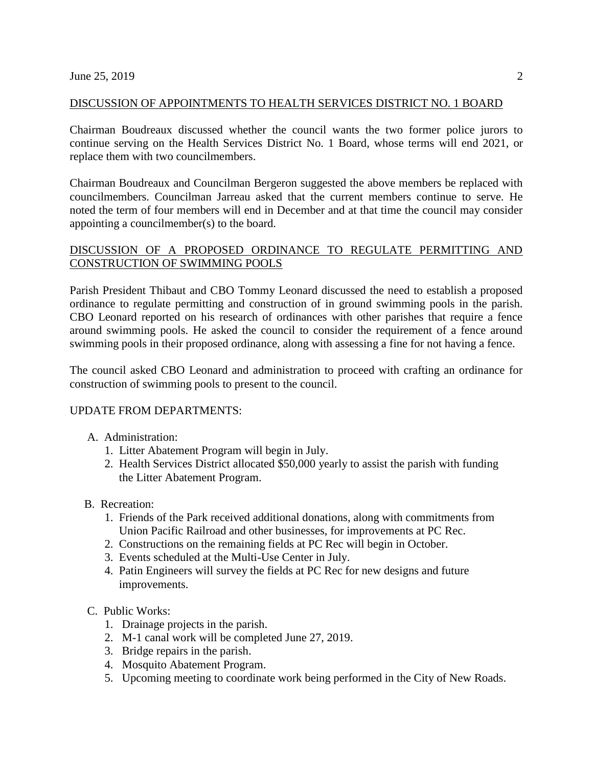## DISCUSSION OF APPOINTMENTS TO HEALTH SERVICES DISTRICT NO. 1 BOARD

Chairman Boudreaux discussed whether the council wants the two former police jurors to continue serving on the Health Services District No. 1 Board, whose terms will end 2021, or replace them with two councilmembers.

Chairman Boudreaux and Councilman Bergeron suggested the above members be replaced with councilmembers. Councilman Jarreau asked that the current members continue to serve. He noted the term of four members will end in December and at that time the council may consider appointing a councilmember(s) to the board.

## DISCUSSION OF A PROPOSED ORDINANCE TO REGULATE PERMITTING AND CONSTRUCTION OF SWIMMING POOLS

Parish President Thibaut and CBO Tommy Leonard discussed the need to establish a proposed ordinance to regulate permitting and construction of in ground swimming pools in the parish. CBO Leonard reported on his research of ordinances with other parishes that require a fence around swimming pools. He asked the council to consider the requirement of a fence around swimming pools in their proposed ordinance, along with assessing a fine for not having a fence.

The council asked CBO Leonard and administration to proceed with crafting an ordinance for construction of swimming pools to present to the council.

## UPDATE FROM DEPARTMENTS:

A. Administration:
   1. Litter Abatement Program will begin in July.
   2. Health Services District allocated $50,000 yearly to assist the parish with funding the Litter Abatement Program.

B. Recreation:
   1. Friends of the Park received additional donations, along with commitments from Union Pacific Railroad and other businesses, for improvements at PC Rec.
   2. Constructions on the remaining fields at PC Rec will begin in October.
   3. Events scheduled at the Multi-Use Center in July.
   4. Patin Engineers will survey the fields at PC Rec for new designs and future improvements.

C. Public Works:
   1. Drainage projects in the parish.
   2. M-1 canal work will be completed June 27, 2019.
   3. Bridge repairs in the parish.
   4. Mosquito Abatement Program.
   5. Upcoming meeting to coordinate work being performed in the City of New Roads.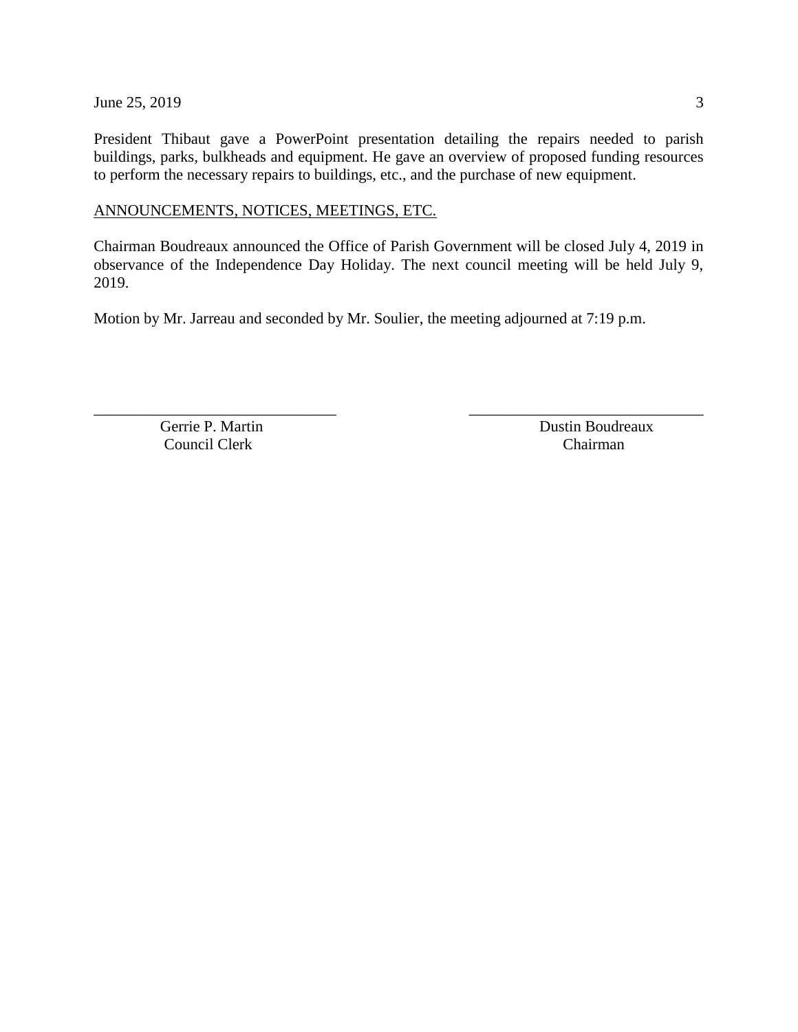President Thibaut gave a PowerPoint presentation detailing the repairs needed to parish buildings, parks, bulkheads and equipment. He gave an overview of proposed funding resources to perform the necessary repairs to buildings, etc., and the purchase of new equipment.

ANNOUNCEMENTS, NOTICES, MEETINGS, ETC.

Chairman Boudreaux announced the Office of Parish Government will be closed July 4, 2019 in observance of the Independence Day Holiday. The next council meeting will be held July 9, 2019.

Motion by Mr. Jarreau and seconded by Mr. Soulier, the meeting adjourned at 7:19 p.m.

| | |
|---|---|
| _______________________________ | _______________________________ |
| Gerrie P. Martin | Dustin Boudreaux |
| Council Clerk | Chairman |